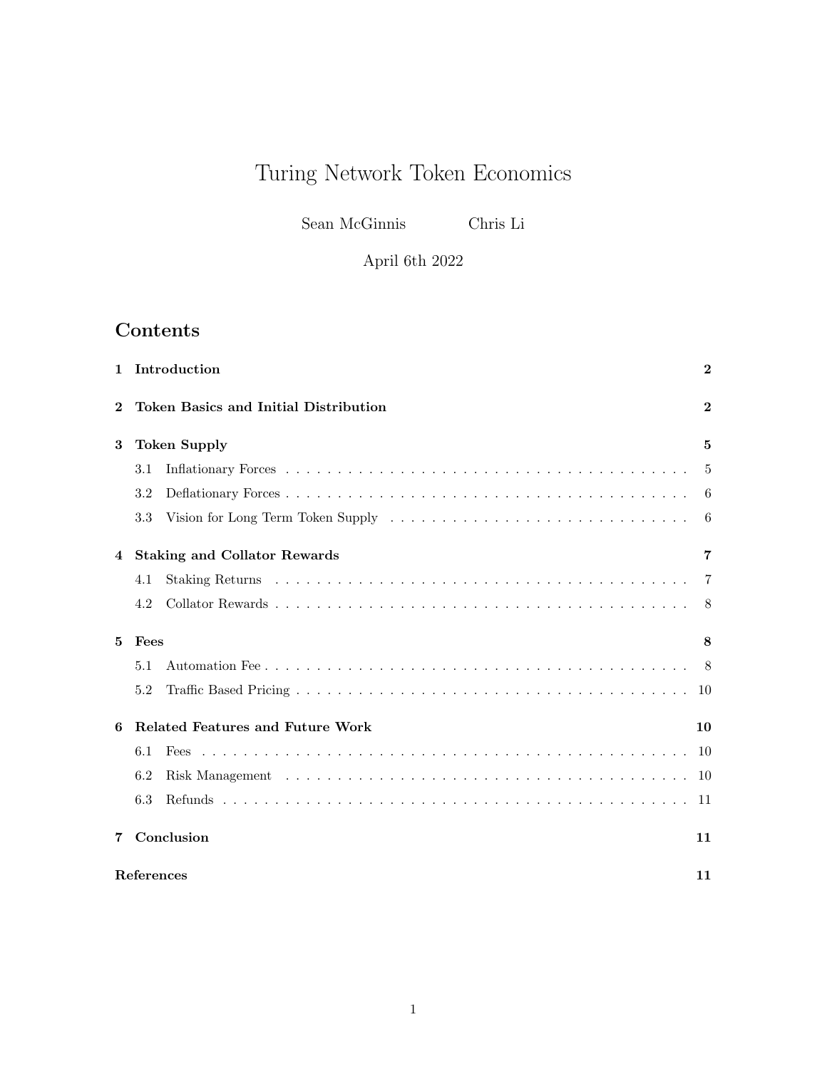# Turing Network Token Economics

Sean McGinnis    Chris Li

April 6th 2022

## Contents

**1 Introduction** **2**

**2 Token Basics and Initial Distribution** **2**

**3 Token Supply** **5**

- 3.1 Inflationary Forces . . . . . . . . . . . . . . . . . . . . . . . . . . . . . . . . . . . . . . . 5
- 3.2 Deflationary Forces . . . . . . . . . . . . . . . . . . . . . . . . . . . . . . . . . . . . . . 6
- 3.3 Vision for Long Term Token Supply . . . . . . . . . . . . . . . . . . . . . . . . . . . . . 6

**4 Staking and Collator Rewards** **7**

- 4.1 Staking Returns . . . . . . . . . . . . . . . . . . . . . . . . . . . . . . . . . . . . . . . . 7
- 4.2 Collator Rewards . . . . . . . . . . . . . . . . . . . . . . . . . . . . . . . . . . . . . . . 8

**5 Fees** **8**

- 5.1 Automation Fee . . . . . . . . . . . . . . . . . . . . . . . . . . . . . . . . . . . . . . . . 8
- 5.2 Traffic Based Pricing . . . . . . . . . . . . . . . . . . . . . . . . . . . . . . . . . . . . . 10

**6 Related Features and Future Work** **10**

- 6.1 Fees . . . . . . . . . . . . . . . . . . . . . . . . . . . . . . . . . . . . . . . . . . . . . . 10
- 6.2 Risk Management . . . . . . . . . . . . . . . . . . . . . . . . . . . . . . . . . . . . . . 10
- 6.3 Refunds . . . . . . . . . . . . . . . . . . . . . . . . . . . . . . . . . . . . . . . . . . . . 11

**7 Conclusion** **11**

**References** **11**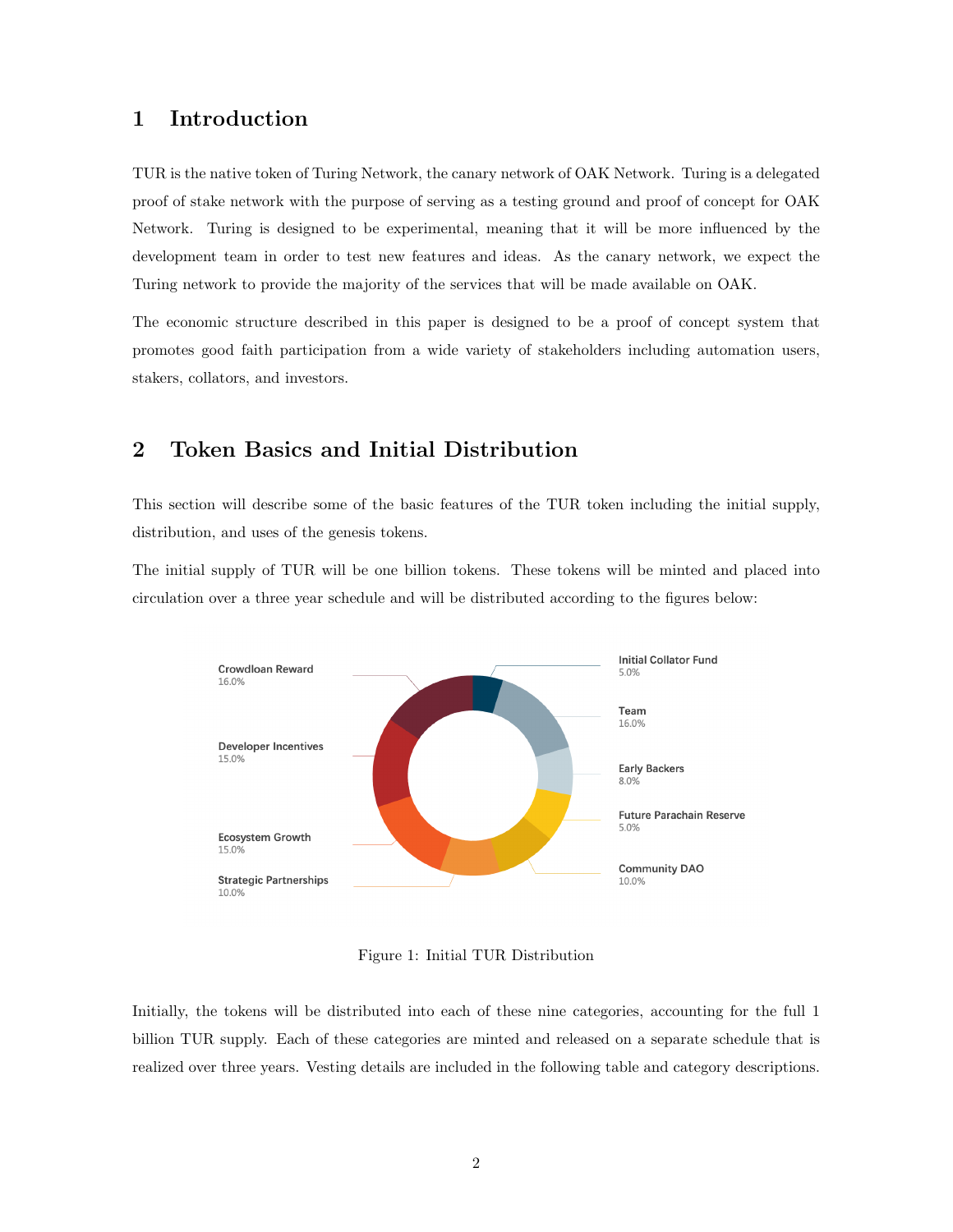# 1 Introduction

TUR is the native token of Turing Network, the canary network of OAK Network. Turing is a delegated proof of stake network with the purpose of serving as a testing ground and proof of concept for OAK Network. Turing is designed to be experimental, meaning that it will be more influenced by the development team in order to test new features and ideas. As the canary network, we expect the Turing network to provide the majority of the services that will be made available on OAK.

The economic structure described in this paper is designed to be a proof of concept system that promotes good faith participation from a wide variety of stakeholders including automation users, stakers, collators, and investors.

# 2 Token Basics and Initial Distribution

This section will describe some of the basic features of the TUR token including the initial supply, distribution, and uses of the genesis tokens.

The initial supply of TUR will be one billion tokens. These tokens will be minted and placed into circulation over a three year schedule and will be distributed according to the figures below:

Crowdloan Reward 16.0%
Developer Incentives 15.0%
Ecosystem Growth 15.0%
Strategic Partnerships 10.0%
Initial Collator Fund 5.0%
Team 16.0%
Early Backers 8.0%
Future Parachain Reserve 5.0%
Community DAO 10.0%

Figure 1: Initial TUR Distribution

Initially, the tokens will be distributed into each of these nine categories, accounting for the full 1 billion TUR supply. Each of these categories are minted and released on a separate schedule that is realized over three years. Vesting details are included in the following table and category descriptions.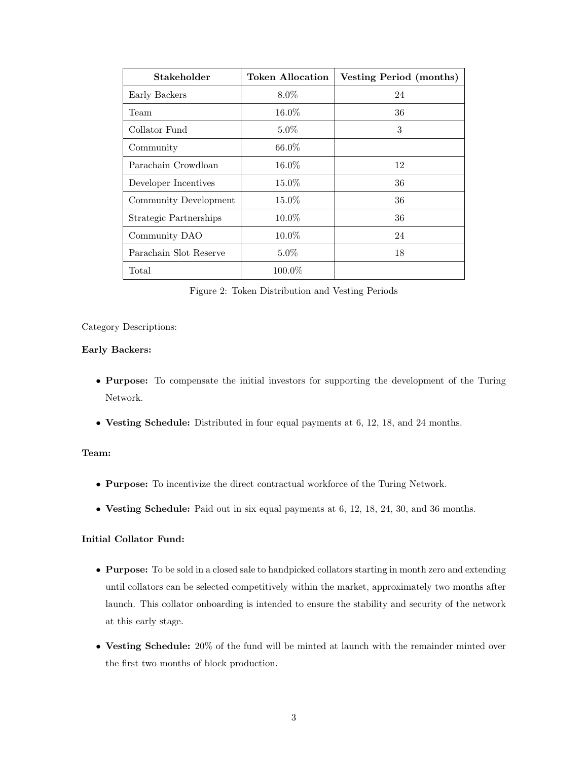| Stakeholder | Token Allocation | Vesting Period (months) |
|---|---|---|
| Early Backers | 8.0% | 24 |
| Team | 16.0% | 36 |
| Collator Fund | 5.0% | 3 |
| Community | 66.0% | |
| Parachain Crowdloan | 16.0% | 12 |
| Developer Incentives | 15.0% | 36 |
| Community Development | 15.0% | 36 |
| Strategic Partnerships | 10.0% | 36 |
| Community DAO | 10.0% | 24 |
| Parachain Slot Reserve | 5.0% | 18 |
| Total | 100.0% | |

Figure 2: Token Distribution and Vesting Periods

Category Descriptions:

**Early Backers:**

- **Purpose:** To compensate the initial investors for supporting the development of the Turing Network.
- **Vesting Schedule:** Distributed in four equal payments at 6, 12, 18, and 24 months.

**Team:**

- **Purpose:** To incentivize the direct contractual workforce of the Turing Network.
- **Vesting Schedule:** Paid out in six equal payments at 6, 12, 18, 24, 30, and 36 months.

**Initial Collator Fund:**

- **Purpose:** To be sold in a closed sale to handpicked collators starting in month zero and extending until collators can be selected competitively within the market, approximately two months after launch. This collator onboarding is intended to ensure the stability and security of the network at this early stage.
- **Vesting Schedule:** 20% of the fund will be minted at launch with the remainder minted over the first two months of block production.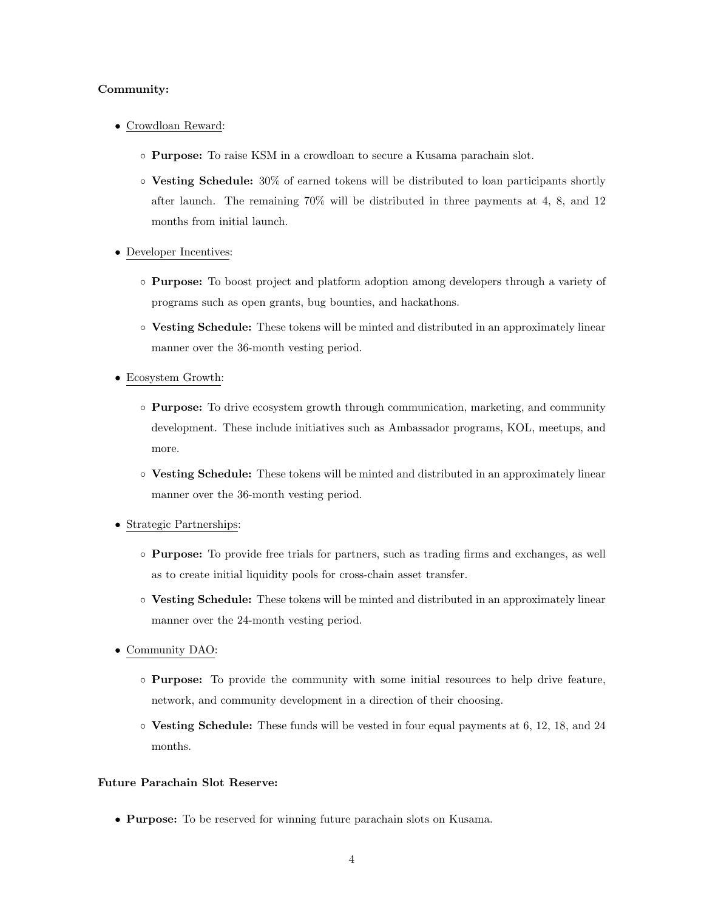**Community:**

- Crowdloan Reward:
  - **Purpose:** To raise KSM in a crowdloan to secure a Kusama parachain slot.
  - **Vesting Schedule:** 30% of earned tokens will be distributed to loan participants shortly after launch. The remaining 70% will be distributed in three payments at 4, 8, and 12 months from initial launch.
- Developer Incentives:
  - **Purpose:** To boost project and platform adoption among developers through a variety of programs such as open grants, bug bounties, and hackathons.
  - **Vesting Schedule:** These tokens will be minted and distributed in an approximately linear manner over the 36-month vesting period.
- Ecosystem Growth:
  - **Purpose:** To drive ecosystem growth through communication, marketing, and community development. These include initiatives such as Ambassador programs, KOL, meetups, and more.
  - **Vesting Schedule:** These tokens will be minted and distributed in an approximately linear manner over the 36-month vesting period.
- Strategic Partnerships:
  - **Purpose:** To provide free trials for partners, such as trading firms and exchanges, as well as to create initial liquidity pools for cross-chain asset transfer.
  - **Vesting Schedule:** These tokens will be minted and distributed in an approximately linear manner over the 24-month vesting period.
- Community DAO:
  - **Purpose:** To provide the community with some initial resources to help drive feature, network, and community development in a direction of their choosing.
  - **Vesting Schedule:** These funds will be vested in four equal payments at 6, 12, 18, and 24 months.

**Future Parachain Slot Reserve:**

- **Purpose:** To be reserved for winning future parachain slots on Kusama.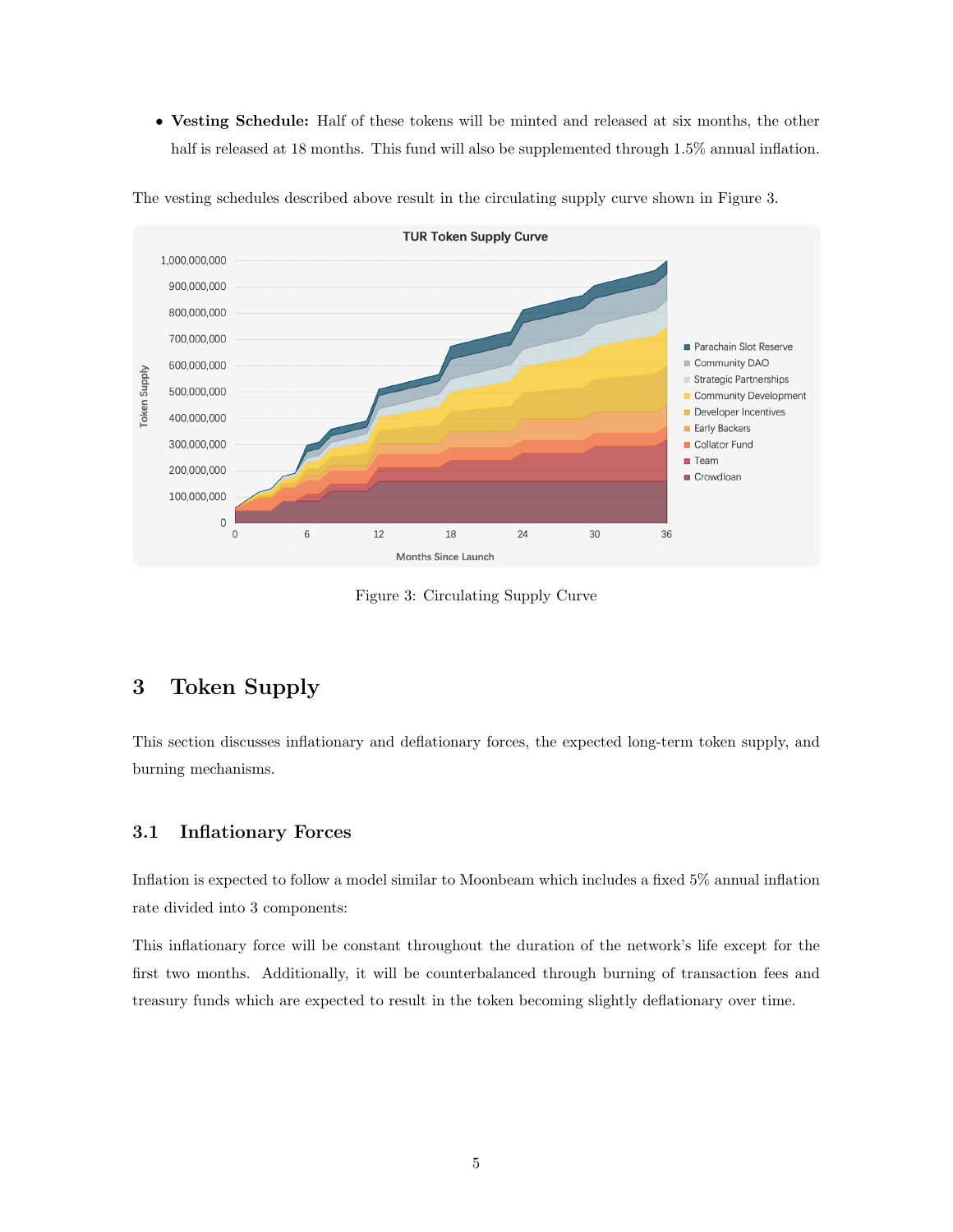- **Vesting Schedule:** Half of these tokens will be minted and released at six months, the other half is released at 18 months. This fund will also be supplemented through 1.5% annual inflation.

The vesting schedules described above result in the circulating supply curve shown in Figure 3.

Figure 3: Circulating Supply Curve

# 3 Token Supply

This section discusses inflationary and deflationary forces, the expected long-term token supply, and burning mechanisms.

## 3.1 Inflationary Forces

Inflation is expected to follow a model similar to Moonbeam which includes a fixed 5% annual inflation rate divided into 3 components:

This inflationary force will be constant throughout the duration of the network's life except for the first two months. Additionally, it will be counterbalanced through burning of transaction fees and treasury funds which are expected to result in the token becoming slightly deflationary over time.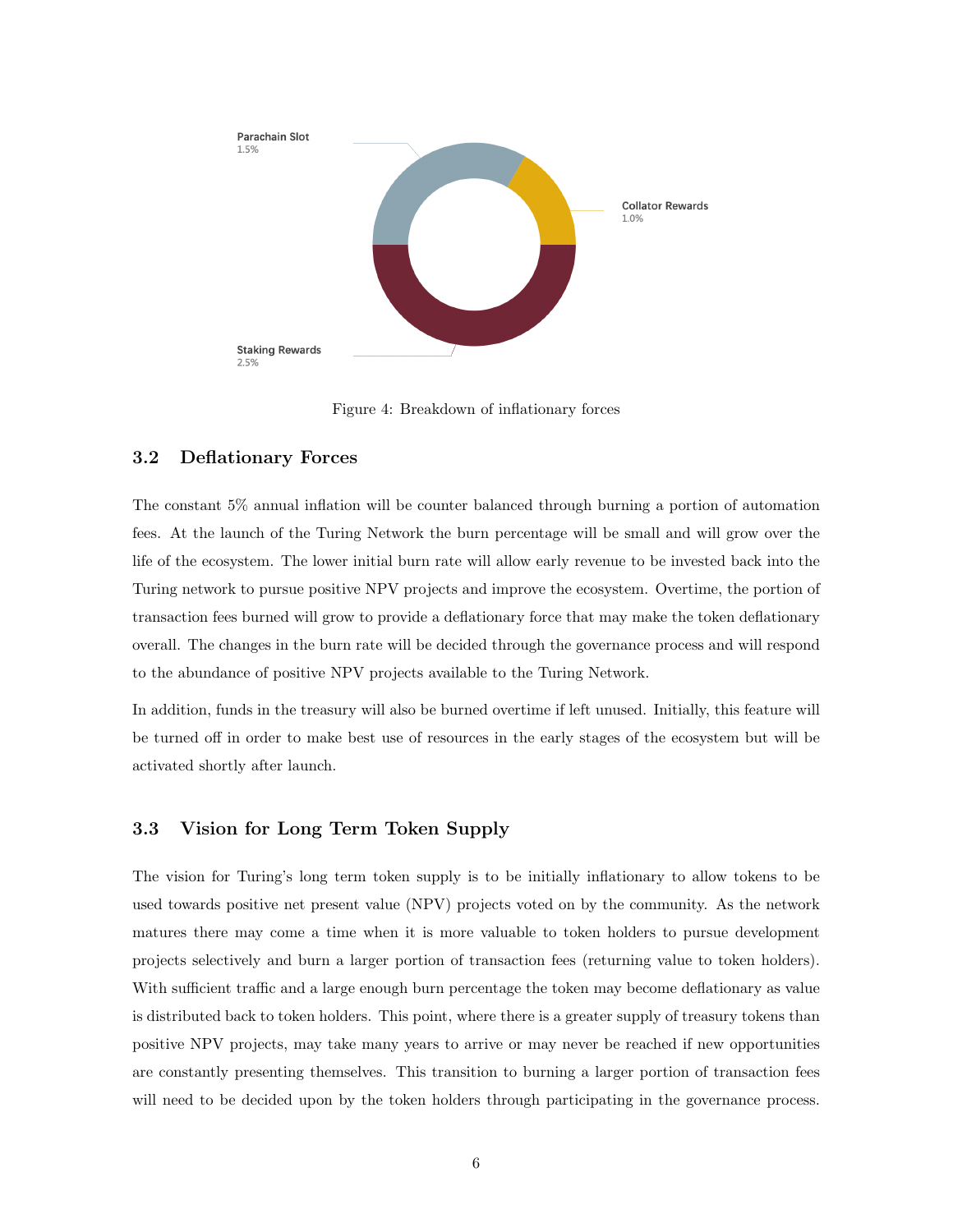Parachain Slot
1.5%

Collator Rewards
1.0%

Staking Rewards
2.5%

Figure 4: Breakdown of inflationary forces

### 3.2 Deflationary Forces

The constant 5% annual inflation will be counter balanced through burning a portion of automation fees. At the launch of the Turing Network the burn percentage will be small and will grow over the life of the ecosystem. The lower initial burn rate will allow early revenue to be invested back into the Turing network to pursue positive NPV projects and improve the ecosystem. Overtime, the portion of transaction fees burned will grow to provide a deflationary force that may make the token deflationary overall. The changes in the burn rate will be decided through the governance process and will respond to the abundance of positive NPV projects available to the Turing Network.

In addition, funds in the treasury will also be burned overtime if left unused. Initially, this feature will be turned off in order to make best use of resources in the early stages of the ecosystem but will be activated shortly after launch.

### 3.3 Vision for Long Term Token Supply

The vision for Turing's long term token supply is to be initially inflationary to allow tokens to be used towards positive net present value (NPV) projects voted on by the community. As the network matures there may come a time when it is more valuable to token holders to pursue development projects selectively and burn a larger portion of transaction fees (returning value to token holders). With sufficient traffic and a large enough burn percentage the token may become deflationary as value is distributed back to token holders. This point, where there is a greater supply of treasury tokens than positive NPV projects, may take many years to arrive or may never be reached if new opportunities are constantly presenting themselves. This transition to burning a larger portion of transaction fees will need to be decided upon by the token holders through participating in the governance process.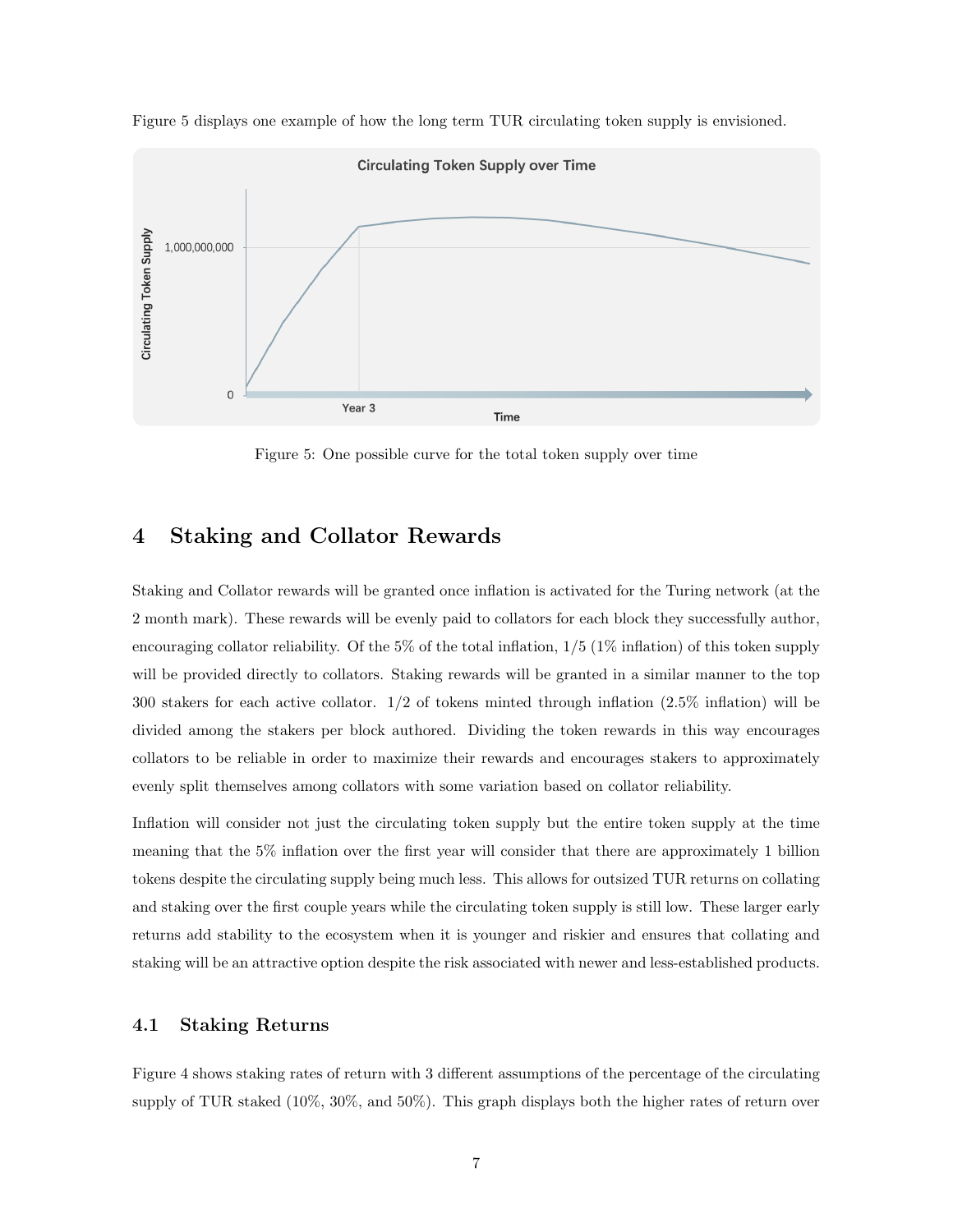Figure 5 displays one example of how the long term TUR circulating token supply is envisioned.

Figure 5: One possible curve for the total token supply over time

## 4 Staking and Collator Rewards

Staking and Collator rewards will be granted once inflation is activated for the Turing network (at the 2 month mark). These rewards will be evenly paid to collators for each block they successfully author, encouraging collator reliability. Of the 5% of the total inflation, 1/5 (1% inflation) of this token supply will be provided directly to collators. Staking rewards will be granted in a similar manner to the top 300 stakers for each active collator. 1/2 of tokens minted through inflation (2.5% inflation) will be divided among the stakers per block authored. Dividing the token rewards in this way encourages collators to be reliable in order to maximize their rewards and encourages stakers to approximately evenly split themselves among collators with some variation based on collator reliability.

Inflation will consider not just the circulating token supply but the entire token supply at the time meaning that the 5% inflation over the first year will consider that there are approximately 1 billion tokens despite the circulating supply being much less. This allows for outsized TUR returns on collating and staking over the first couple years while the circulating token supply is still low. These larger early returns add stability to the ecosystem when it is younger and riskier and ensures that collating and staking will be an attractive option despite the risk associated with newer and less-established products.

### 4.1 Staking Returns

Figure 4 shows staking rates of return with 3 different assumptions of the percentage of the circulating supply of TUR staked (10%, 30%, and 50%). This graph displays both the higher rates of return over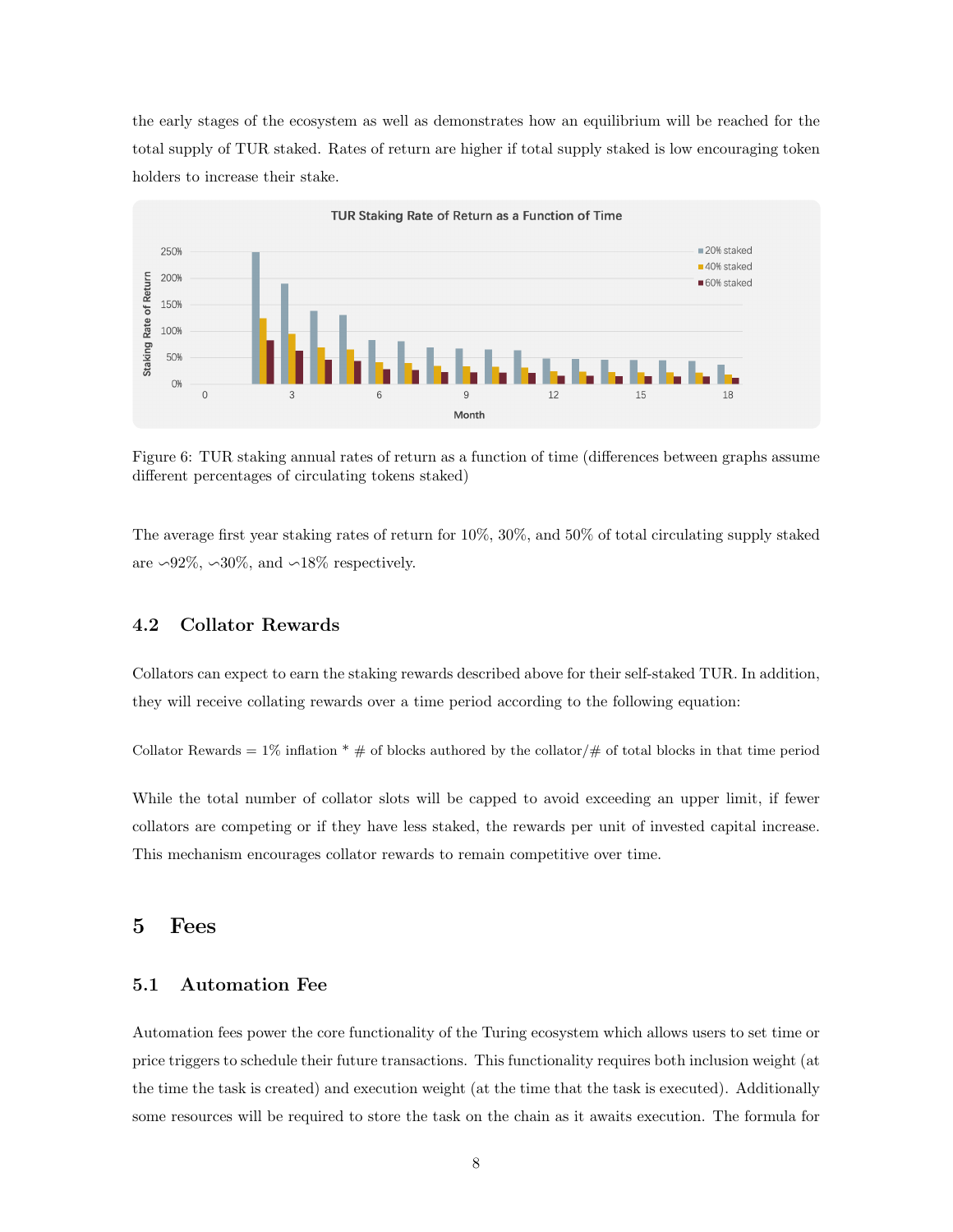the early stages of the ecosystem as well as demonstrates how an equilibrium will be reached for the total supply of TUR staked. Rates of return are higher if total supply staked is low encouraging token holders to increase their stake.

Figure 6: TUR staking annual rates of return as a function of time (differences between graphs assume different percentages of circulating tokens staked)

The average first year staking rates of return for 10%, 30%, and 50% of total circulating supply staked are ∽92%, ∽30%, and ∽18% respectively.

### 4.2 Collator Rewards

Collators can expect to earn the staking rewards described above for their self-staked TUR. In addition, they will receive collating rewards over a time period according to the following equation:

Collator Rewards = 1% inflation * # of blocks authored by the collator/# of total blocks in that time period

While the total number of collator slots will be capped to avoid exceeding an upper limit, if fewer collators are competing or if they have less staked, the rewards per unit of invested capital increase. This mechanism encourages collator rewards to remain competitive over time.

## 5 Fees

### 5.1 Automation Fee

Automation fees power the core functionality of the Turing ecosystem which allows users to set time or price triggers to schedule their future transactions. This functionality requires both inclusion weight (at the time the task is created) and execution weight (at the time that the task is executed). Additionally some resources will be required to store the task on the chain as it awaits execution. The formula for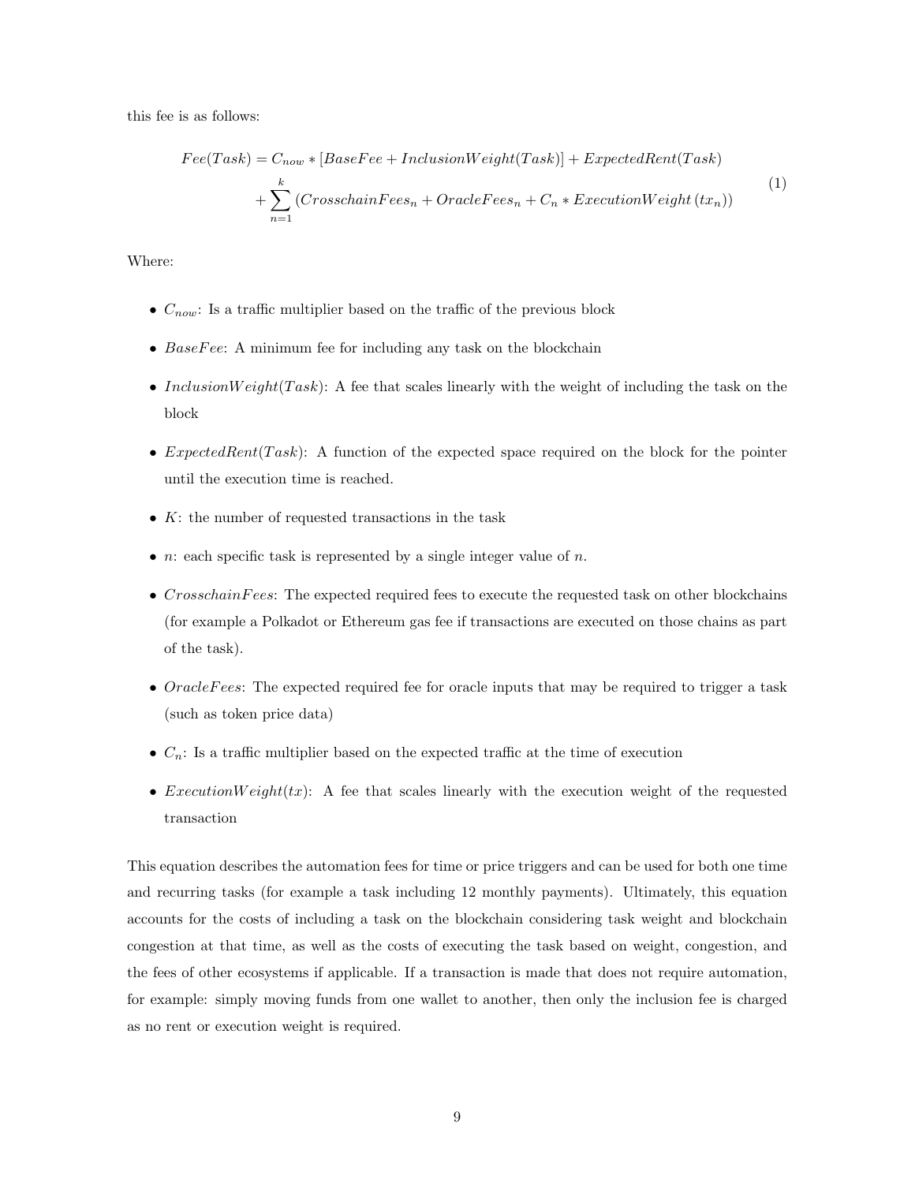this fee is as follows:

$$
\begin{aligned}
Fee(Task) = C_{now} * [BaseFee + InclusionWeight(Task)] + ExpectedRent(Task) \\
+ \sum_{n=1}^{k} \left( CrosschainFees_n + OracleFees_n + C_n * ExecutionWeight\,(tx_n) \right)
\end{aligned} \tag{1}
$$

Where:

- $C_{now}$: Is a traffic multiplier based on the traffic of the previous block
- $BaseFee$: A minimum fee for including any task on the blockchain
- $InclusionWeight(Task)$: A fee that scales linearly with the weight of including the task on the block
- $ExpectedRent(Task)$: A function of the expected space required on the block for the pointer until the execution time is reached.
- $K$: the number of requested transactions in the task
- $n$: each specific task is represented by a single integer value of $n$.
- $CrosschainFees$: The expected required fees to execute the requested task on other blockchains (for example a Polkadot or Ethereum gas fee if transactions are executed on those chains as part of the task).
- $OracleFees$: The expected required fee for oracle inputs that may be required to trigger a task (such as token price data)
- $C_n$: Is a traffic multiplier based on the expected traffic at the time of execution
- $ExecutionWeight(tx)$: A fee that scales linearly with the execution weight of the requested transaction

This equation describes the automation fees for time or price triggers and can be used for both one time and recurring tasks (for example a task including 12 monthly payments). Ultimately, this equation accounts for the costs of including a task on the blockchain considering task weight and blockchain congestion at that time, as well as the costs of executing the task based on weight, congestion, and the fees of other ecosystems if applicable. If a transaction is made that does not require automation, for example: simply moving funds from one wallet to another, then only the inclusion fee is charged as no rent or execution weight is required.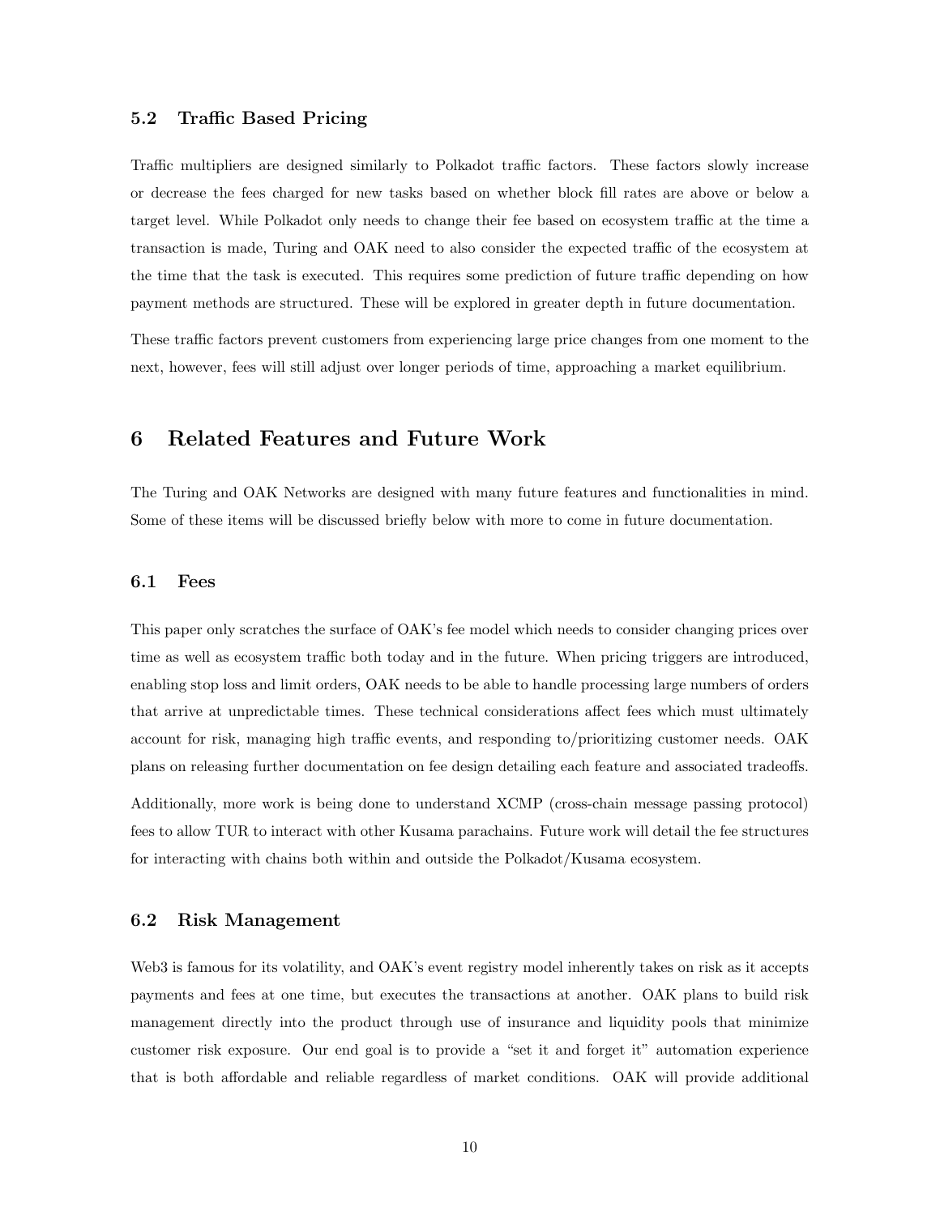### 5.2 Traffic Based Pricing

Traffic multipliers are designed similarly to Polkadot traffic factors. These factors slowly increase or decrease the fees charged for new tasks based on whether block fill rates are above or below a target level. While Polkadot only needs to change their fee based on ecosystem traffic at the time a transaction is made, Turing and OAK need to also consider the expected traffic of the ecosystem at the time that the task is executed. This requires some prediction of future traffic depending on how payment methods are structured. These will be explored in greater depth in future documentation.

These traffic factors prevent customers from experiencing large price changes from one moment to the next, however, fees will still adjust over longer periods of time, approaching a market equilibrium.

## 6 Related Features and Future Work

The Turing and OAK Networks are designed with many future features and functionalities in mind. Some of these items will be discussed briefly below with more to come in future documentation.

### 6.1 Fees

This paper only scratches the surface of OAK's fee model which needs to consider changing prices over time as well as ecosystem traffic both today and in the future. When pricing triggers are introduced, enabling stop loss and limit orders, OAK needs to be able to handle processing large numbers of orders that arrive at unpredictable times. These technical considerations affect fees which must ultimately account for risk, managing high traffic events, and responding to/prioritizing customer needs. OAK plans on releasing further documentation on fee design detailing each feature and associated tradeoffs.

Additionally, more work is being done to understand XCMP (cross-chain message passing protocol) fees to allow TUR to interact with other Kusama parachains. Future work will detail the fee structures for interacting with chains both within and outside the Polkadot/Kusama ecosystem.

### 6.2 Risk Management

Web3 is famous for its volatility, and OAK's event registry model inherently takes on risk as it accepts payments and fees at one time, but executes the transactions at another. OAK plans to build risk management directly into the product through use of insurance and liquidity pools that minimize customer risk exposure. Our end goal is to provide a "set it and forget it" automation experience that is both affordable and reliable regardless of market conditions. OAK will provide additional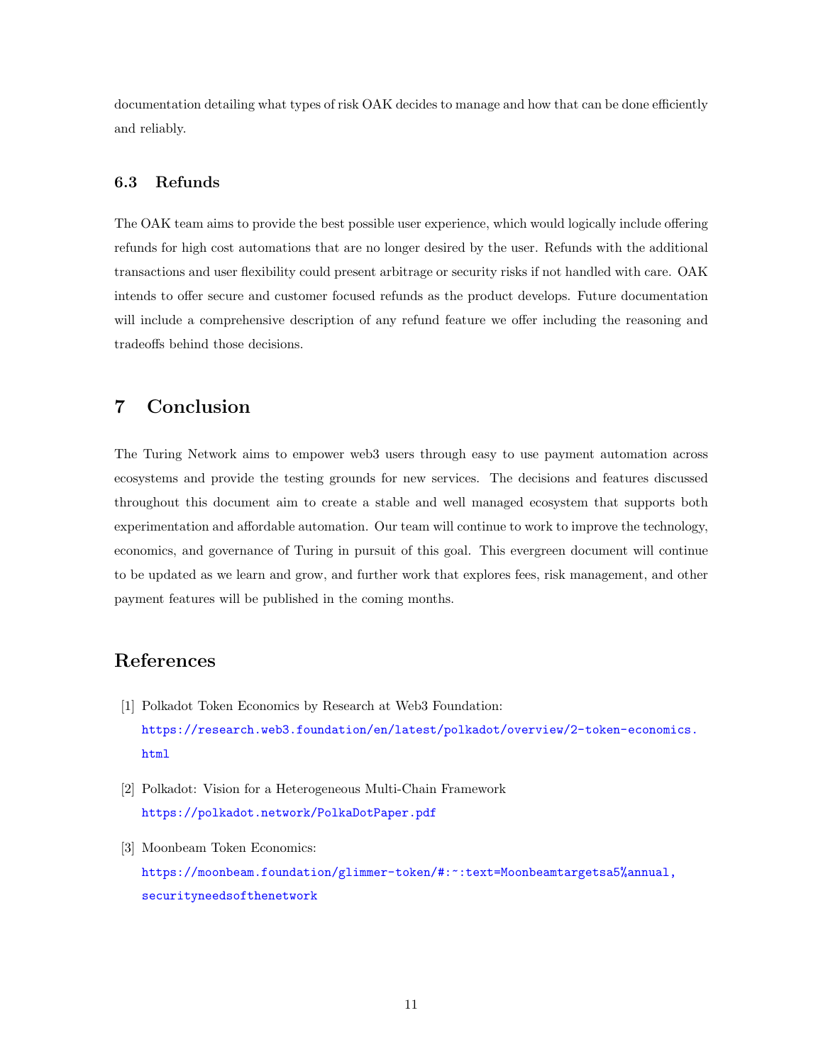documentation detailing what types of risk OAK decides to manage and how that can be done efficiently and reliably.

### 6.3 Refunds

The OAK team aims to provide the best possible user experience, which would logically include offering refunds for high cost automations that are no longer desired by the user. Refunds with the additional transactions and user flexibility could present arbitrage or security risks if not handled with care. OAK intends to offer secure and customer focused refunds as the product develops. Future documentation will include a comprehensive description of any refund feature we offer including the reasoning and tradeoffs behind those decisions.

## 7 Conclusion

The Turing Network aims to empower web3 users through easy to use payment automation across ecosystems and provide the testing grounds for new services. The decisions and features discussed throughout this document aim to create a stable and well managed ecosystem that supports both experimentation and affordable automation. Our team will continue to work to improve the technology, economics, and governance of Turing in pursuit of this goal. This evergreen document will continue to be updated as we learn and grow, and further work that explores fees, risk management, and other payment features will be published in the coming months.

## References

[1] Polkadot Token Economics by Research at Web3 Foundation:
https://research.web3.foundation/en/latest/polkadot/overview/2-token-economics.html

[2] Polkadot: Vision for a Heterogeneous Multi-Chain Framework
https://polkadot.network/PolkaDotPaper.pdf

[3] Moonbeam Token Economics:
https://moonbeam.foundation/glimmer-token/#:~:text=Moonbeamtargetsa5%annual,securityneedsofthenetwork